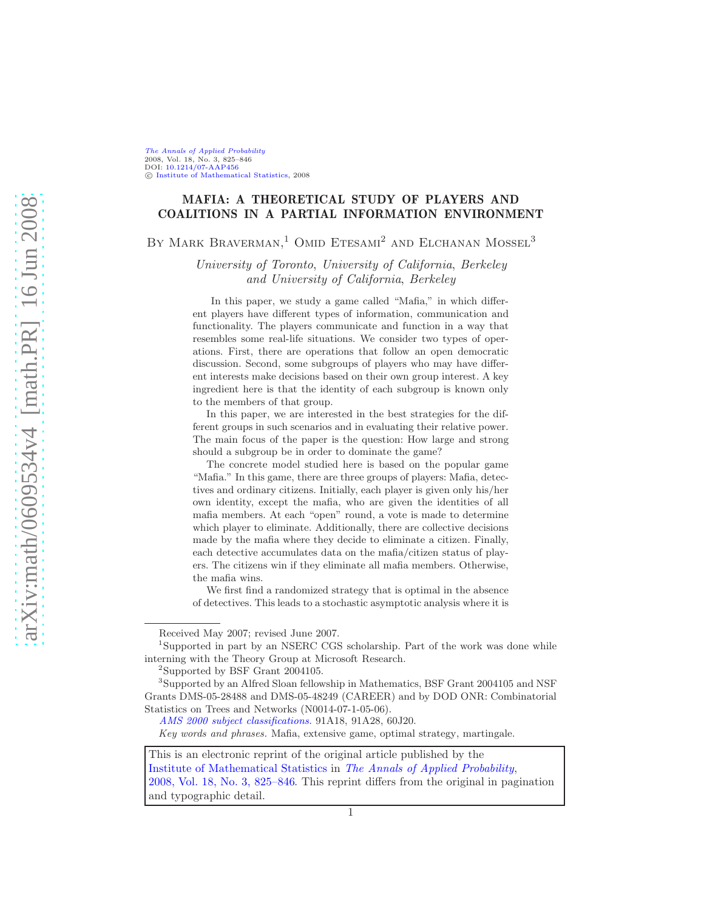# MAFIA: A THEORETICAL STUDY OF PLAYERS AND COALITIONS IN A PARTIAL INFORMATION ENVIRONMENT

By Mark Braverman,[1] Omid Etesami[2] and Elchanan Mossel[3]

*University of Toronto, University of California, Berkeley and University of California, Berkeley*

In this paper, we study a game called "Mafia," in which different players have different types of information, communication and functionality. The players communicate and function in a way that resembles some real-life situations. We consider two types of operations. First, there are operations that follow an open democratic discussion. Second, some subgroups of players who may have different interests make decisions based on their own group interest. A key ingredient here is that the identity of each subgroup is known only to the members of that group.

In this paper, we are interested in the best strategies for the different groups in such scenarios and in evaluating their relative power. The main focus of the paper is the question: How large and strong should a subgroup be in order to dominate the game?

The concrete model studied here is based on the popular game "Mafia." In this game, there are three groups of players: Mafia, detectives and ordinary citizens. Initially, each player is given only his/her own identity, except the mafia, who are given the identities of all mafia members. At each "open" round, a vote is made to determine which player to eliminate. Additionally, there are collective decisions made by the mafia where they decide to eliminate a citizen. Finally, each detective accumulates data on the mafia/citizen status of players. The citizens win if they eliminate all mafia members. Otherwise, the mafia wins.

We first find a randomized strategy that is optimal in the absence of detectives. This leads to a stochastic asymptotic analysis where it is

---

Received May 2007; revised June 2007.

[1]Supported in part by an NSERC CGS scholarship. Part of the work was done while interning with the Theory Group at Microsoft Research.

[2]Supported by BSF Grant 2004105.

[3]Supported by an Alfred Sloan fellowship in Mathematics, BSF Grant 2004105 and NSF Grants DMS-05-28488 and DMS-05-48249 (CAREER) and by DOD ONR: Combinatorial Statistics on Trees and Networks (N0014-07-1-05-06).

*AMS 2000 subject classifications.* 91A18, 91A28, 60J20.

*Key words and phrases.* Mafia, extensive game, optimal strategy, martingale.

This is an electronic reprint of the original article published by the Institute of Mathematical Statistics in *The Annals of Applied Probability*, 2008, Vol. 18, No. 3, 825–846. This reprint differs from the original in pagination and typographic detail.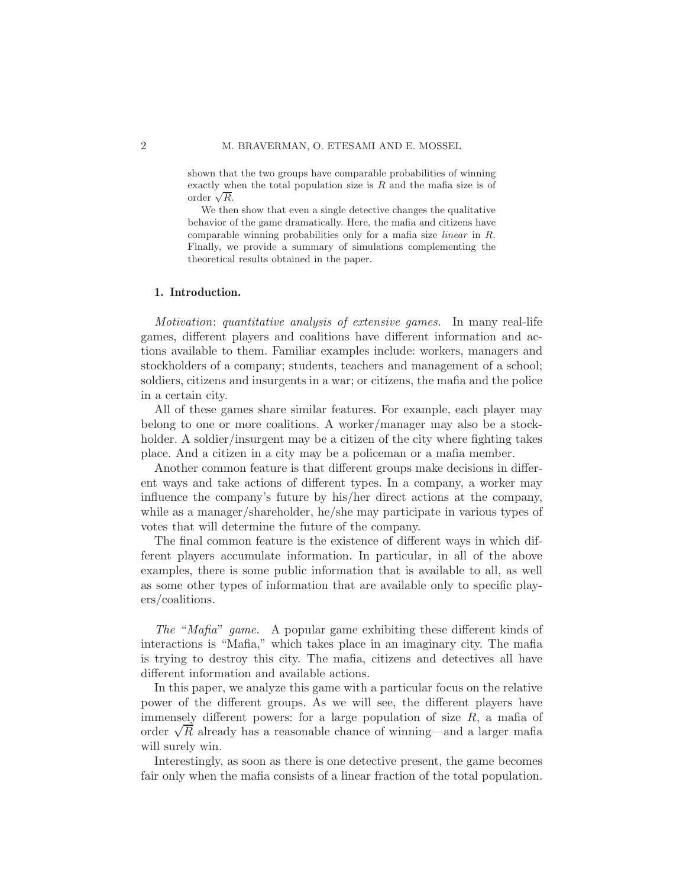shown that the two groups have comparable probabilities of winning exactly when the total population size is $R$ and the mafia size is of order $\sqrt{R}$.

We then show that even a single detective changes the qualitative behavior of the game dramatically. Here, the mafia and citizens have comparable winning probabilities only for a mafia size *linear* in $R$. Finally, we provide a summary of simulations complementing the theoretical results obtained in the paper.

## 1. Introduction.

*Motivation*: *quantitative analysis of extensive games.* In many real-life games, different players and coalitions have different information and actions available to them. Familiar examples include: workers, managers and stockholders of a company; students, teachers and management of a school; soldiers, citizens and insurgents in a war; or citizens, the mafia and the police in a certain city.

All of these games share similar features. For example, each player may belong to one or more coalitions. A worker/manager may also be a stockholder. A soldier/insurgent may be a citizen of the city where fighting takes place. And a citizen in a city may be a policeman or a mafia member.

Another common feature is that different groups make decisions in different ways and take actions of different types. In a company, a worker may influence the company's future by his/her direct actions at the company, while as a manager/shareholder, he/she may participate in various types of votes that will determine the future of the company.

The final common feature is the existence of different ways in which different players accumulate information. In particular, in all of the above examples, there is some public information that is available to all, as well as some other types of information that are available only to specific players/coalitions.

*The "Mafia" game.* A popular game exhibiting these different kinds of interactions is "Mafia," which takes place in an imaginary city. The mafia is trying to destroy this city. The mafia, citizens and detectives all have different information and available actions.

In this paper, we analyze this game with a particular focus on the relative power of the different groups. As we will see, the different players have immensely different powers: for a large population of size $R$, a mafia of order $\sqrt{R}$ already has a reasonable chance of winning—and a larger mafia will surely win.

Interestingly, as soon as there is one detective present, the game becomes fair only when the mafia consists of a linear fraction of the total population.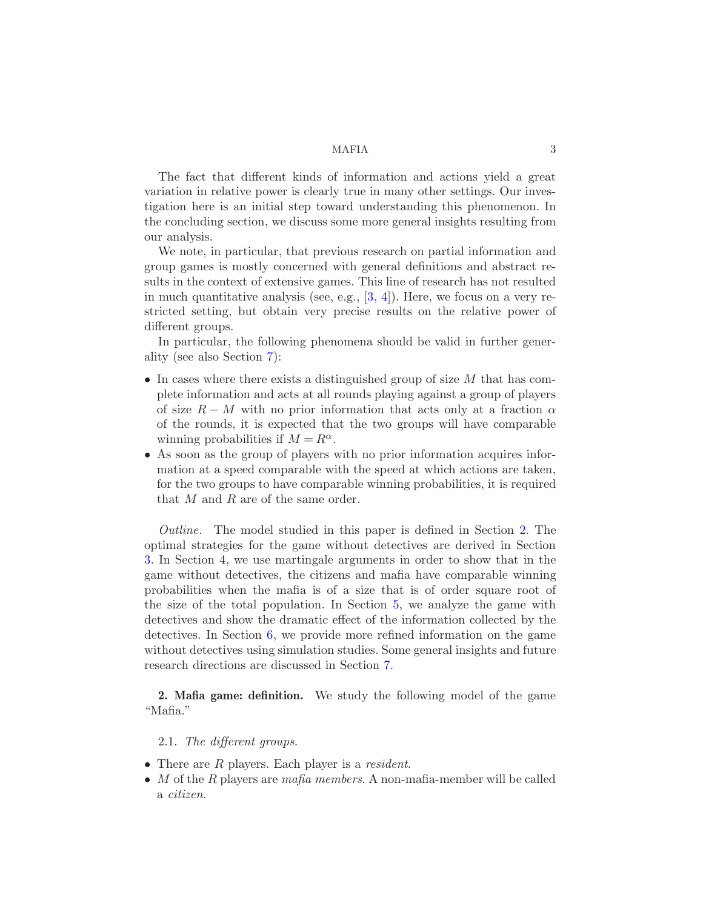The fact that different kinds of information and actions yield a great variation in relative power is clearly true in many other settings. Our investigation here is an initial step toward understanding this phenomenon. In the concluding section, we discuss some more general insights resulting from our analysis.

We note, in particular, that previous research on partial information and group games is mostly concerned with general definitions and abstract results in the context of extensive games. This line of research has not resulted in much quantitative analysis (see, e.g., [3, 4]). Here, we focus on a very restricted setting, but obtain very precise results on the relative power of different groups.

In particular, the following phenomena should be valid in further generality (see also Section 7):

- In cases where there exists a distinguished group of size $M$ that has complete information and acts at all rounds playing against a group of players of size $R - M$ with no prior information that acts only at a fraction $\alpha$ of the rounds, it is expected that the two groups will have comparable winning probabilities if $M = R^{\alpha}$.
- As soon as the group of players with no prior information acquires information at a speed comparable with the speed at which actions are taken, for the two groups to have comparable winning probabilities, it is required that $M$ and $R$ are of the same order.

*Outline.* The model studied in this paper is defined in Section 2. The optimal strategies for the game without detectives are derived in Section 3. In Section 4, we use martingale arguments in order to show that in the game without detectives, the citizens and mafia have comparable winning probabilities when the mafia is of a size that is of order square root of the size of the total population. In Section 5, we analyze the game with detectives and show the dramatic effect of the information collected by the detectives. In Section 6, we provide more refined information on the game without detectives using simulation studies. Some general insights and future research directions are discussed in Section 7.

## 2. Mafia game: definition.

We study the following model of the game "Mafia."

### 2.1. *The different groups.*

- There are $R$ players. Each player is a *resident*.
- $M$ of the $R$ players are *mafia members*. A non-mafia-member will be called a *citizen*.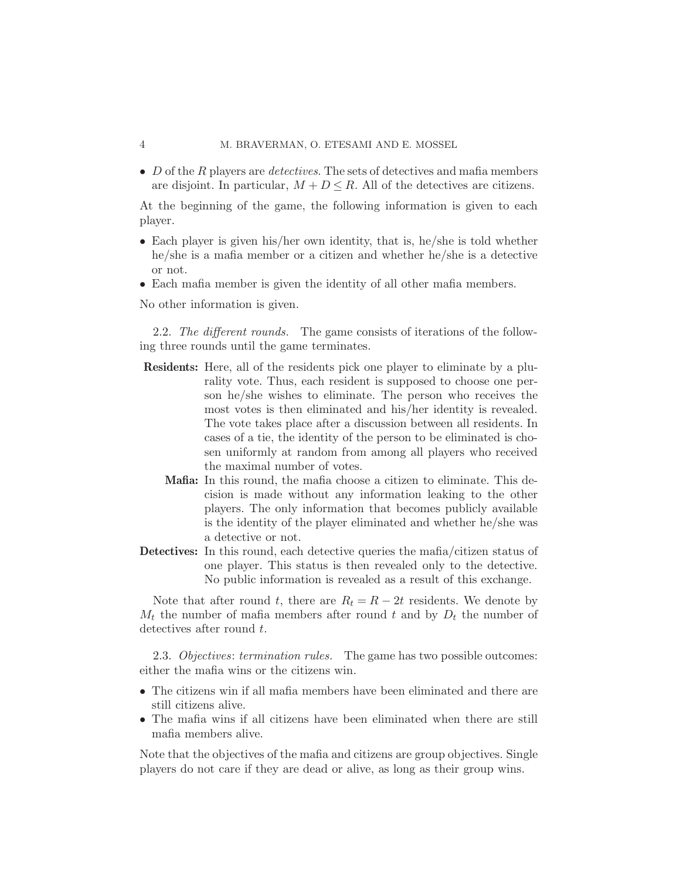- $D$ of the $R$ players are *detectives*. The sets of detectives and mafia members are disjoint. In particular, $M + D \leq R$. All of the detectives are citizens.

At the beginning of the game, the following information is given to each player.

- Each player is given his/her own identity, that is, he/she is told whether he/she is a mafia member or a citizen and whether he/she is a detective or not.
- Each mafia member is given the identity of all other mafia members.

No other information is given.

2.2. *The different rounds.* The game consists of iterations of the following three rounds until the game terminates.

**Residents:** Here, all of the residents pick one player to eliminate by a plurality vote. Thus, each resident is supposed to choose one person he/she wishes to eliminate. The person who receives the most votes is then eliminated and his/her identity is revealed. The vote takes place after a discussion between all residents. In cases of a tie, the identity of the person to be eliminated is chosen uniformly at random from among all players who received the maximal number of votes.

**Mafia:** In this round, the mafia choose a citizen to eliminate. This decision is made without any information leaking to the other players. The only information that becomes publicly available is the identity of the player eliminated and whether he/she was a detective or not.

**Detectives:** In this round, each detective queries the mafia/citizen status of one player. This status is then revealed only to the detective. No public information is revealed as a result of this exchange.

Note that after round $t$, there are $R_t = R - 2t$ residents. We denote by $M_t$ the number of mafia members after round $t$ and by $D_t$ the number of detectives after round $t$.

2.3. *Objectives*: *termination rules.* The game has two possible outcomes: either the mafia wins or the citizens win.

- The citizens win if all mafia members have been eliminated and there are still citizens alive.
- The mafia wins if all citizens have been eliminated when there are still mafia members alive.

Note that the objectives of the mafia and citizens are group objectives. Single players do not care if they are dead or alive, as long as their group wins.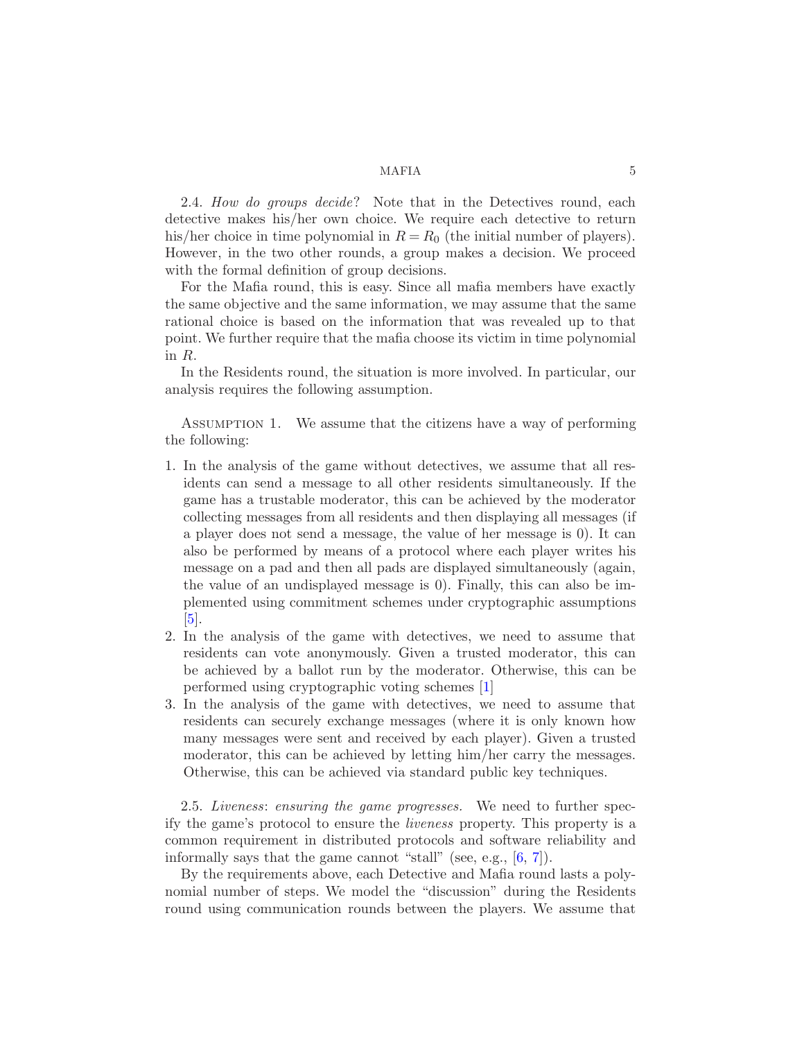2.4. *How do groups decide*? Note that in the Detectives round, each detective makes his/her own choice. We require each detective to return his/her choice in time polynomial in $R = R_0$ (the initial number of players). However, in the two other rounds, a group makes a decision. We proceed with the formal definition of group decisions.

For the Mafia round, this is easy. Since all mafia members have exactly the same objective and the same information, we may assume that the same rational choice is based on the information that was revealed up to that point. We further require that the mafia choose its victim in time polynomial in $R$.

In the Residents round, the situation is more involved. In particular, our analysis requires the following assumption.

Assumption 1. We assume that the citizens have a way of performing the following:

1. In the analysis of the game without detectives, we assume that all residents can send a message to all other residents simultaneously. If the game has a trustable moderator, this can be achieved by the moderator collecting messages from all residents and then displaying all messages (if a player does not send a message, the value of her message is 0). It can also be performed by means of a protocol where each player writes his message on a pad and then all pads are displayed simultaneously (again, the value of an undisplayed message is 0). Finally, this can also be implemented using commitment schemes under cryptographic assumptions [5].
2. In the analysis of the game with detectives, we need to assume that residents can vote anonymously. Given a trusted moderator, this can be achieved by a ballot run by the moderator. Otherwise, this can be performed using cryptographic voting schemes [1]
3. In the analysis of the game with detectives, we need to assume that residents can securely exchange messages (where it is only known how many messages were sent and received by each player). Given a trusted moderator, this can be achieved by letting him/her carry the messages. Otherwise, this can be achieved via standard public key techniques.

2.5. *Liveness*: *ensuring the game progresses.* We need to further specify the game's protocol to ensure the *liveness* property. This property is a common requirement in distributed protocols and software reliability and informally says that the game cannot "stall" (see, e.g., [6, 7]).

By the requirements above, each Detective and Mafia round lasts a polynomial number of steps. We model the "discussion" during the Residents round using communication rounds between the players. We assume that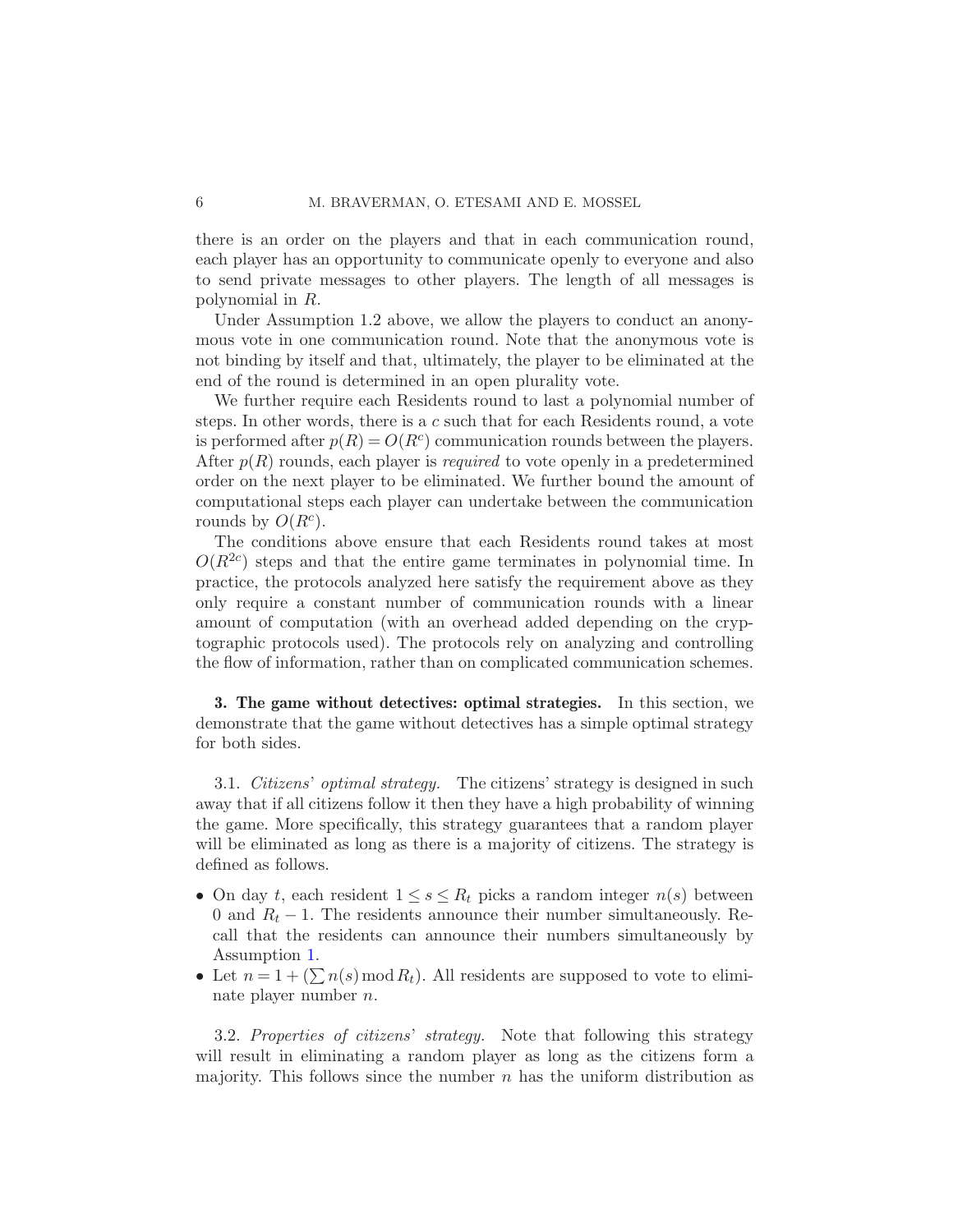there is an order on the players and that in each communication round, each player has an opportunity to communicate openly to everyone and also to send private messages to other players. The length of all messages is polynomial in $R$.

Under Assumption 1.2 above, we allow the players to conduct an anonymous vote in one communication round. Note that the anonymous vote is not binding by itself and that, ultimately, the player to be eliminated at the end of the round is determined in an open plurality vote.

We further require each Residents round to last a polynomial number of steps. In other words, there is a $c$ such that for each Residents round, a vote is performed after $p(R) = O(R^c)$ communication rounds between the players. After $p(R)$ rounds, each player is *required* to vote openly in a predetermined order on the next player to be eliminated. We further bound the amount of computational steps each player can undertake between the communication rounds by $O(R^c)$.

The conditions above ensure that each Residents round takes at most $O(R^{2c})$ steps and that the entire game terminates in polynomial time. In practice, the protocols analyzed here satisfy the requirement above as they only require a constant number of communication rounds with a linear amount of computation (with an overhead added depending on the cryptographic protocols used). The protocols rely on analyzing and controlling the flow of information, rather than on complicated communication schemes.

## 3. The game without detectives: optimal strategies.

In this section, we demonstrate that the game without detectives has a simple optimal strategy for both sides.

### 3.1. *Citizens' optimal strategy.*

The citizens' strategy is designed in such away that if all citizens follow it then they have a high probability of winning the game. More specifically, this strategy guarantees that a random player will be eliminated as long as there is a majority of citizens. The strategy is defined as follows.

- On day $t$, each resident $1 \leq s \leq R_t$ picks a random integer $n(s)$ between 0 and $R_t - 1$. The residents announce their number simultaneously. Recall that the residents can announce their numbers simultaneously by Assumption 1.
- Let $n = 1 + (\sum n(s) \bmod R_t)$. All residents are supposed to vote to eliminate player number $n$.

### 3.2. *Properties of citizens' strategy.*

Note that following this strategy will result in eliminating a random player as long as the citizens form a majority. This follows since the number $n$ has the uniform distribution as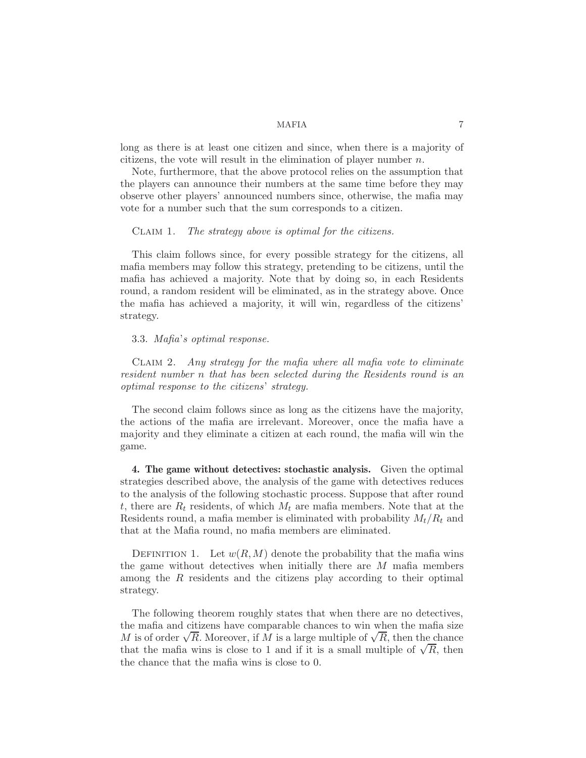long as there is at least one citizen and since, when there is a majority of citizens, the vote will result in the elimination of player number $n$.

Note, furthermore, that the above protocol relies on the assumption that the players can announce their numbers at the same time before they may observe other players' announced numbers since, otherwise, the mafia may vote for a number such that the sum corresponds to a citizen.

Claim 1. *The strategy above is optimal for the citizens.*

This claim follows since, for every possible strategy for the citizens, all mafia members may follow this strategy, pretending to be citizens, until the mafia has achieved a majority. Note that by doing so, in each Residents round, a random resident will be eliminated, as in the strategy above. Once the mafia has achieved a majority, it will win, regardless of the citizens' strategy.

### 3.3. *Mafia's optimal response.*

Claim 2. *Any strategy for the mafia where all mafia vote to eliminate resident number $n$ that has been selected during the Residents round is an optimal response to the citizens' strategy.*

The second claim follows since as long as the citizens have the majority, the actions of the mafia are irrelevant. Moreover, once the mafia have a majority and they eliminate a citizen at each round, the mafia will win the game.

**4. The game without detectives: stochastic analysis.** Given the optimal strategies described above, the analysis of the game with detectives reduces to the analysis of the following stochastic process. Suppose that after round $t$, there are $R_t$ residents, of which $M_t$ are mafia members. Note that at the Residents round, a mafia member is eliminated with probability $M_t/R_t$ and that at the Mafia round, no mafia members are eliminated.

Definition 1. Let $w(R, M)$ denote the probability that the mafia wins the game without detectives when initially there are $M$ mafia members among the $R$ residents and the citizens play according to their optimal strategy.

The following theorem roughly states that when there are no detectives, the mafia and citizens have comparable chances to win when the mafia size $M$ is of order $\sqrt{R}$. Moreover, if $M$ is a large multiple of $\sqrt{R}$, then the chance that the mafia wins is close to 1 and if it is a small multiple of $\sqrt{R}$, then the chance that the mafia wins is close to 0.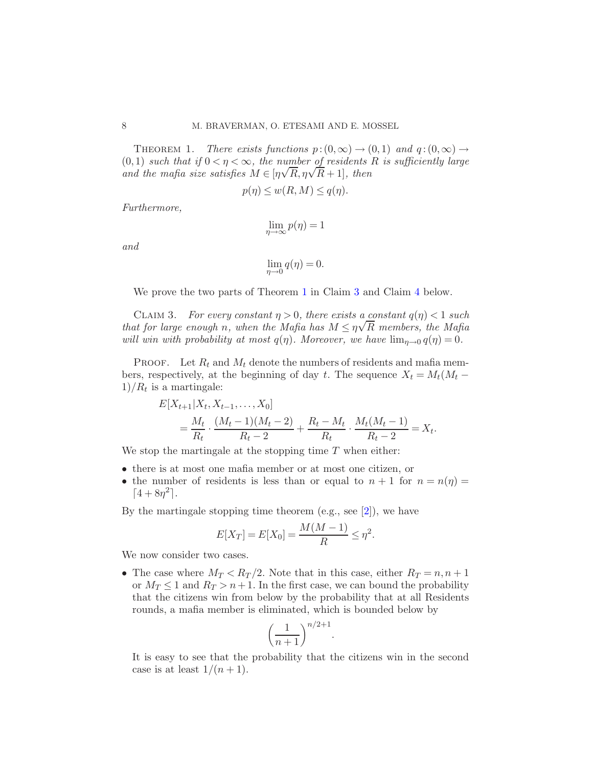THEOREM 1. *There exists functions $p\colon(0,\infty)\to(0,1)$ and $q\colon(0,\infty)\to(0,1)$ such that if $0<\eta<\infty$, the number of residents $R$ is sufficiently large and the mafia size satisfies $M\in[\eta\sqrt{R},\eta\sqrt{R}+1]$, then*

$$p(\eta)\le w(R,M)\le q(\eta).$$

*Furthermore,*

$$\lim_{\eta\to\infty}p(\eta)=1$$

*and*

$$\lim_{\eta\to 0}q(\eta)=0.$$

We prove the two parts of Theorem 1 in Claim 3 and Claim 4 below.

CLAIM 3. *For every constant $\eta>0$, there exists a constant $q(\eta)<1$ such that for large enough $n$, when the Mafia has $M\le\eta\sqrt{R}$ members, the Mafia will win with probability at most $q(\eta)$. Moreover, we have $\lim_{\eta\to 0}q(\eta)=0$.*

PROOF. Let $R_t$ and $M_t$ denote the numbers of residents and mafia members, respectively, at the beginning of day $t$. The sequence $X_t=M_t(M_t-1)/R_t$ is a martingale:

$$
\begin{aligned}
&E[X_{t+1}|X_t,X_{t-1},\dots,X_0]\\
&\qquad=\frac{M_t}{R_t}\cdot\frac{(M_t-1)(M_t-2)}{R_t-2}+\frac{R_t-M_t}{R_t}\cdot\frac{M_t(M_t-1)}{R_t-2}=X_t.
\end{aligned}
$$

We stop the martingale at the stopping time $T$ when either:

- there is at most one mafia member or at most one citizen, or
- the number of residents is less than or equal to $n+1$ for $n=n(\eta)=\lceil 4+8\eta^2\rceil$.

By the martingale stopping time theorem (e.g., see [2]), we have

$$E[X_T]=E[X_0]=\frac{M(M-1)}{R}\le\eta^2.$$

We now consider two cases.

- The case where $M_T<R_T/2$. Note that in this case, either $R_T=n,n+1$ or $M_T\le 1$ and $R_T>n+1$. In the first case, we can bound the probability that the citizens win from below by the probability that at all Residents rounds, a mafia member is eliminated, which is bounded below by

$$\left(\frac{1}{n+1}\right)^{n/2+1}.$$

It is easy to see that the probability that the citizens win in the second case is at least $1/(n+1)$.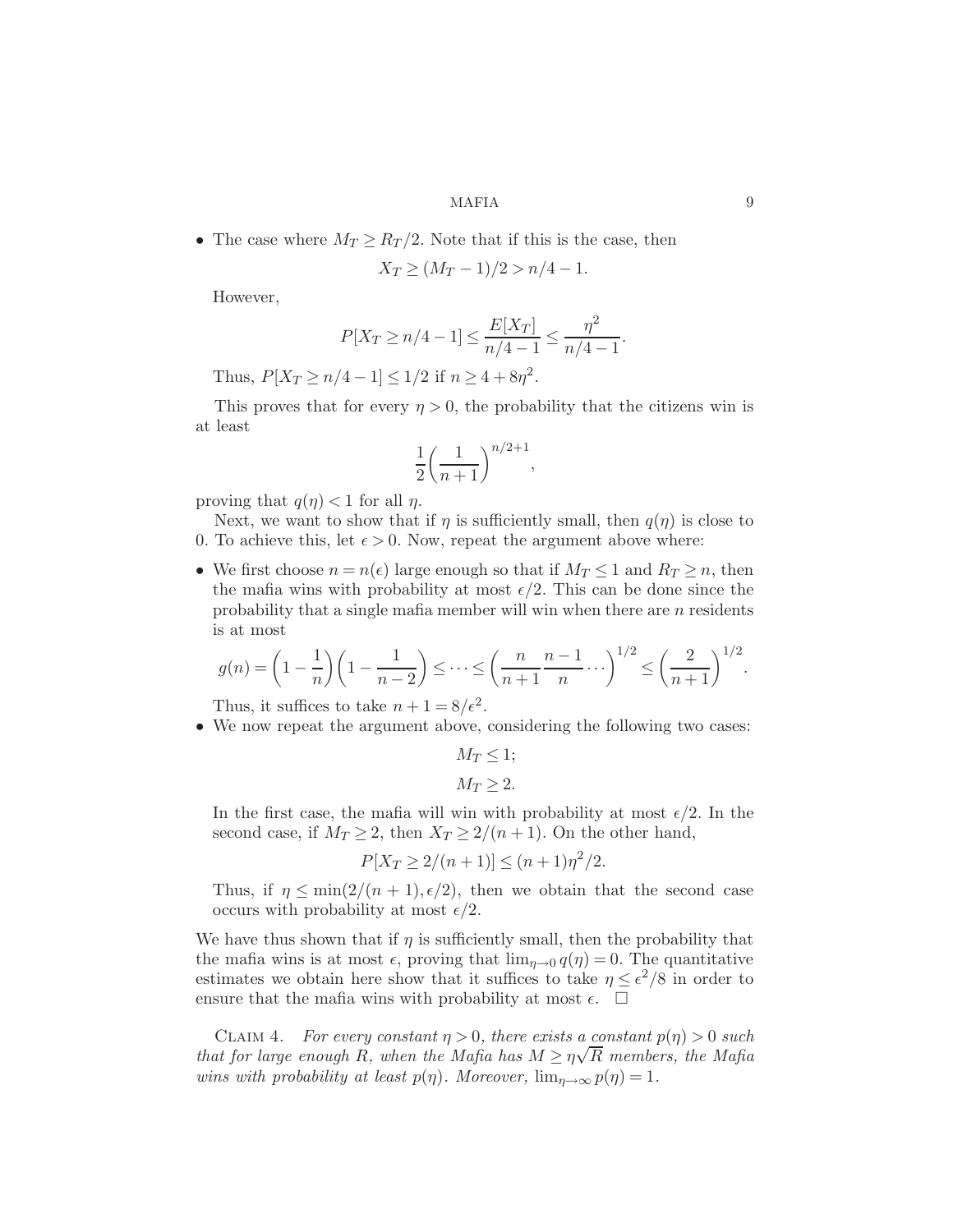- The case where $M_T \geq R_T/2$. Note that if this is the case, then

  $$X_T \geq (M_T - 1)/2 > n/4 - 1.$$

  However,

  $$P[X_T \geq n/4 - 1] \leq \frac{E[X_T]}{n/4 - 1} \leq \frac{\eta^2}{n/4 - 1}.$$

  Thus, $P[X_T \geq n/4 - 1] \leq 1/2$ if $n \geq 4 + 8\eta^2$.

  This proves that for every $\eta > 0$, the probability that the citizens win is at least

  $$\frac{1}{2}\left(\frac{1}{n+1}\right)^{n/2+1},$$

proving that $q(\eta) < 1$ for all $\eta$.

Next, we want to show that if $\eta$ is sufficiently small, then $q(\eta)$ is close to 0. To achieve this, let $\epsilon > 0$. Now, repeat the argument above where:

- We first choose $n = n(\epsilon)$ large enough so that if $M_T \leq 1$ and $R_T \geq n$, then the mafia wins with probability at most $\epsilon/2$. This can be done since the probability that a single mafia member will win when there are $n$ residents is at most

  $$g(n) = \left(1 - \frac{1}{n}\right)\left(1 - \frac{1}{n-2}\right) \leq \cdots \leq \left(\frac{n}{n+1}\frac{n-1}{n}\cdots\right)^{1/2} \leq \left(\frac{2}{n+1}\right)^{1/2}.$$

  Thus, it suffices to take $n + 1 = 8/\epsilon^2$.
- We now repeat the argument above, considering the following two cases:

  $$M_T \leq 1;$$
  $$M_T \geq 2.$$

  In the first case, the mafia will win with probability at most $\epsilon/2$. In the second case, if $M_T \geq 2$, then $X_T \geq 2/(n+1)$. On the other hand,

  $$P[X_T \geq 2/(n+1)] \leq (n+1)\eta^2/2.$$

  Thus, if $\eta \leq \min(2/(n+1), \epsilon/2)$, then we obtain that the second case occurs with probability at most $\epsilon/2$.

We have thus shown that if $\eta$ is sufficiently small, then the probability that the mafia wins is at most $\epsilon$, proving that $\lim_{\eta \to 0} q(\eta) = 0$. The quantitative estimates we obtain here show that it suffices to take $\eta \leq \epsilon^2/8$ in order to ensure that the mafia wins with probability at most $\epsilon$. $\square$

Claim 4. *For every constant $\eta > 0$, there exists a constant $p(\eta) > 0$ such that for large enough $R$, when the Mafia has $M \geq \eta\sqrt{R}$ members, the Mafia wins with probability at least $p(\eta)$. Moreover, $\lim_{\eta \to \infty} p(\eta) = 1$.*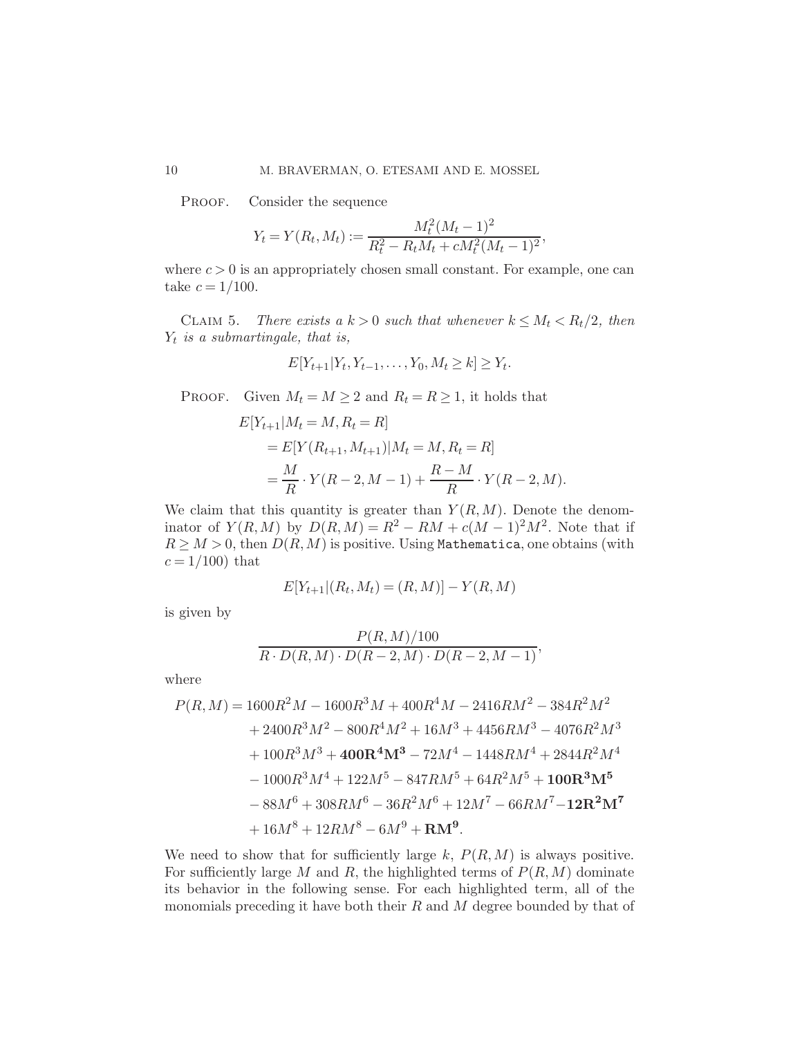Proof. Consider the sequence

$$Y_t = Y(R_t, M_t) := \frac{M_t^2(M_t-1)^2}{R_t^2 - R_t M_t + cM_t^2(M_t-1)^2},$$

where $c > 0$ is an appropriately chosen small constant. For example, one can take $c = 1/100$.

Claim 5. *There exists a $k > 0$ such that whenever $k \le M_t < R_t/2$, then $Y_t$ is a submartingale, that is,*

$$E[Y_{t+1} | Y_t, Y_{t-1}, \ldots, Y_0, M_t \ge k] \ge Y_t.$$

Proof. Given $M_t = M \ge 2$ and $R_t = R \ge 1$, it holds that

$$\begin{aligned}
E[Y_{t+1} | M_t = M, R_t = R] &= E[Y(R_{t+1}, M_{t+1}) | M_t = M, R_t = R] \\
&= \frac{M}{R} \cdot Y(R-2, M-1) + \frac{R-M}{R} \cdot Y(R-2, M).
\end{aligned}$$

We claim that this quantity is greater than $Y(R, M)$. Denote the denominator of $Y(R, M)$ by $D(R, M) = R^2 - RM + c(M-1)^2 M^2$. Note that if $R \ge M > 0$, then $D(R, M)$ is positive. Using `Mathematica`, one obtains (with $c = 1/100$) that

$$E[Y_{t+1} | (R_t, M_t) = (R, M)] - Y(R, M)$$

is given by

$$\frac{P(R, M)/100}{R \cdot D(R, M) \cdot D(R-2, M) \cdot D(R-2, M-1)},$$

where

$$\begin{aligned}
P(R, M) = {} & 1600R^2M - 1600R^3M + 400R^4M - 2416RM^2 - 384R^2M^2 \\
& + 2400R^3M^2 - 800R^4M^2 + 16M^3 + 4456RM^3 - 4076R^2M^3 \\
& + 100R^3M^3 + \mathbf{400R^4M^3} - 72M^4 - 1448RM^4 + 2844R^2M^4 \\
& - 1000R^3M^4 + 122M^5 - 847RM^5 + 64R^2M^5 + \mathbf{100R^3M^5} \\
& - 88M^6 + 308RM^6 - 36R^2M^6 + 12M^7 - 66RM^7 - \mathbf{12R^2M^7} \\
& + 16M^8 + 12RM^8 - 6M^9 + \mathbf{RM^9}.
\end{aligned}$$

We need to show that for sufficiently large $k$, $P(R, M)$ is always positive. For sufficiently large $M$ and $R$, the highlighted terms of $P(R, M)$ dominate its behavior in the following sense. For each highlighted term, all of the monomials preceding it have both their $R$ and $M$ degree bounded by that of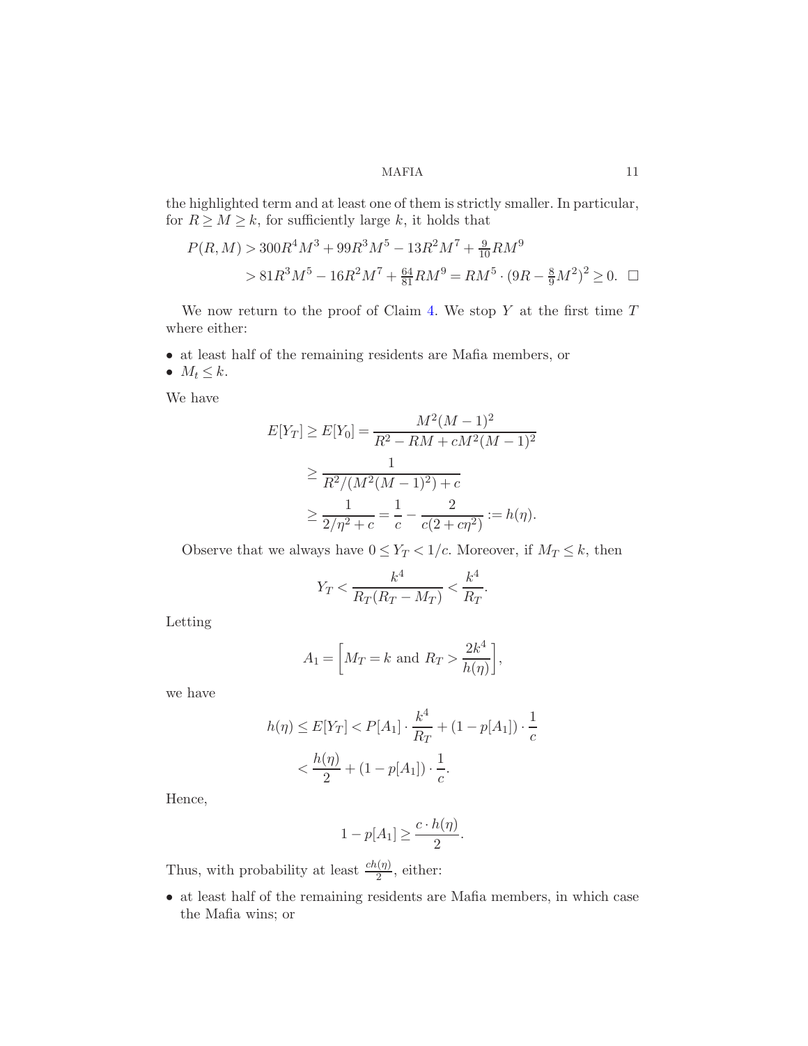the highlighted term and at least one of them is strictly smaller. In particular, for $R \geq M \geq k$, for sufficiently large $k$, it holds that

$$
\begin{aligned}
P(R, M) &> 300R^4M^3 + 99R^3M^5 - 13R^2M^7 + \tfrac{9}{10}RM^9 \\
&> 81R^3M^5 - 16R^2M^7 + \tfrac{64}{81}RM^9 = RM^5 \cdot (9R - \tfrac{8}{9}M^2)^2 \geq 0. \quad \square
\end{aligned}
$$

We now return to the proof of Claim 4. We stop $Y$ at the first time $T$ where either:

- at least half of the remaining residents are Mafia members, or
- $M_t \leq k$.

We have

$$
\begin{aligned}
E[Y_T] \geq E[Y_0] &= \frac{M^2(M-1)^2}{R^2 - RM + cM^2(M-1)^2} \\
&\geq \frac{1}{R^2/(M^2(M-1)^2) + c} \\
&\geq \frac{1}{2/\eta^2 + c} = \frac{1}{c} - \frac{2}{c(2 + c\eta^2)} := h(\eta).
\end{aligned}
$$

Observe that we always have $0 \leq Y_T < 1/c$. Moreover, if $M_T \leq k$, then

$$
Y_T < \frac{k^4}{R_T(R_T - M_T)} < \frac{k^4}{R_T}.
$$

Letting

$$
A_1 = \left[ M_T = k \text{ and } R_T > \frac{2k^4}{h(\eta)} \right],
$$

we have

$$
\begin{aligned}
h(\eta) \leq E[Y_T] &< P[A_1] \cdot \frac{k^4}{R_T} + (1 - p[A_1]) \cdot \frac{1}{c} \\
&< \frac{h(\eta)}{2} + (1 - p[A_1]) \cdot \frac{1}{c}.
\end{aligned}
$$

Hence,

$$
1 - p[A_1] \geq \frac{c \cdot h(\eta)}{2}.
$$

Thus, with probability at least $\frac{ch(\eta)}{2}$, either:

- at least half of the remaining residents are Mafia members, in which case the Mafia wins; or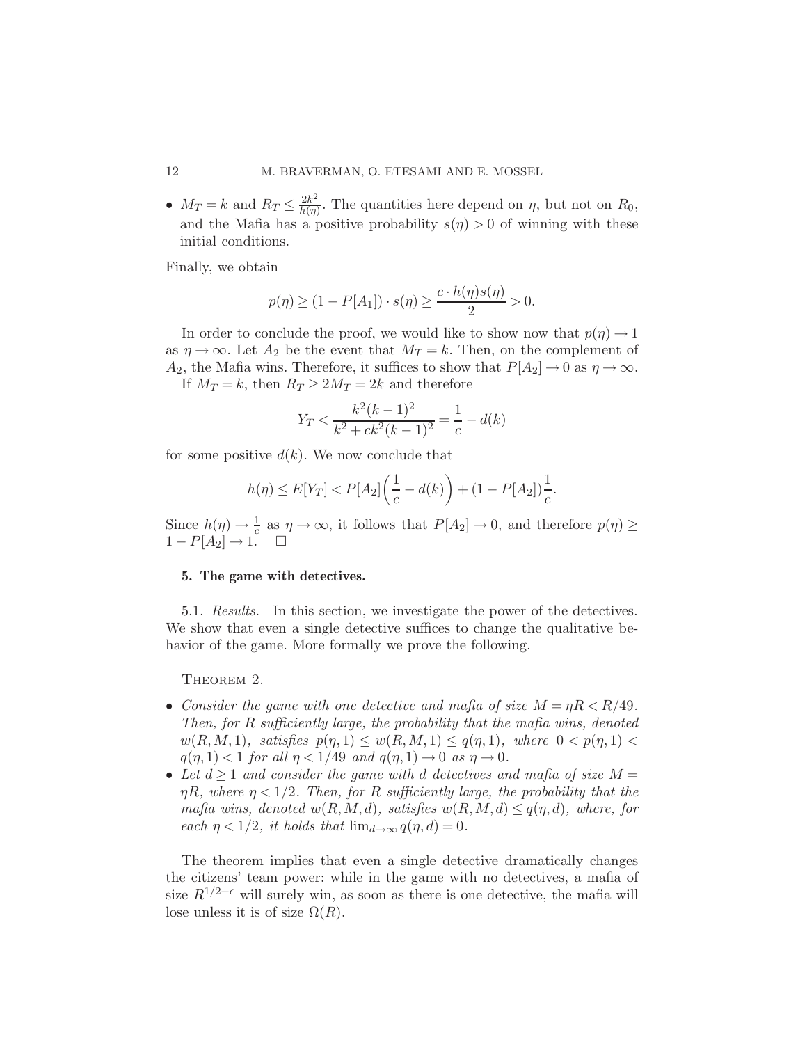- $M_T = k$ and $R_T \leq \frac{2k^2}{h(\eta)}$. The quantities here depend on $\eta$, but not on $R_0$, and the Mafia has a positive probability $s(\eta) > 0$ of winning with these initial conditions.

Finally, we obtain

$$p(\eta) \geq (1 - P[A_1]) \cdot s(\eta) \geq \frac{c \cdot h(\eta) s(\eta)}{2} > 0.$$

In order to conclude the proof, we would like to show now that $p(\eta) \to 1$ as $\eta \to \infty$. Let $A_2$ be the event that $M_T = k$. Then, on the complement of $A_2$, the Mafia wins. Therefore, it suffices to show that $P[A_2] \to 0$ as $\eta \to \infty$.

If $M_T = k$, then $R_T \geq 2M_T = 2k$ and therefore

$$Y_T < \frac{k^2(k-1)^2}{k^2 + ck^2(k-1)^2} = \frac{1}{c} - d(k)$$

for some positive $d(k)$. We now conclude that

$$h(\eta) \leq E[Y_T] < P[A_2]\left(\frac{1}{c} - d(k)\right) + (1 - P[A_2])\frac{1}{c}.$$

Since $h(\eta) \to \frac{1}{c}$ as $\eta \to \infty$, it follows that $P[A_2] \to 0$, and therefore $p(\eta) \geq 1 - P[A_2] \to 1$. $\square$

## 5. The game with detectives.

5.1. *Results.* In this section, we investigate the power of the detectives. We show that even a single detective suffices to change the qualitative behavior of the game. More formally we prove the following.

THEOREM 2.

- *Consider the game with one detective and mafia of size $M = \eta R < R/49$. Then, for $R$ sufficiently large, the probability that the mafia wins, denoted $w(R, M, 1)$, satisfies $p(\eta, 1) \leq w(R, M, 1) \leq q(\eta, 1)$, where $0 < p(\eta, 1) < q(\eta, 1) < 1$ for all $\eta < 1/49$ and $q(\eta, 1) \to 0$ as $\eta \to 0$.*
- *Let $d \geq 1$ and consider the game with $d$ detectives and mafia of size $M = \eta R$, where $\eta < 1/2$. Then, for $R$ sufficiently large, the probability that the mafia wins, denoted $w(R, M, d)$, satisfies $w(R, M, d) \leq q(\eta, d)$, where, for each $\eta < 1/2$, it holds that $\lim_{d \to \infty} q(\eta, d) = 0$.*

The theorem implies that even a single detective dramatically changes the citizens' team power: while in the game with no detectives, a mafia of size $R^{1/2+\epsilon}$ will surely win, as soon as there is one detective, the mafia will lose unless it is of size $\Omega(R)$.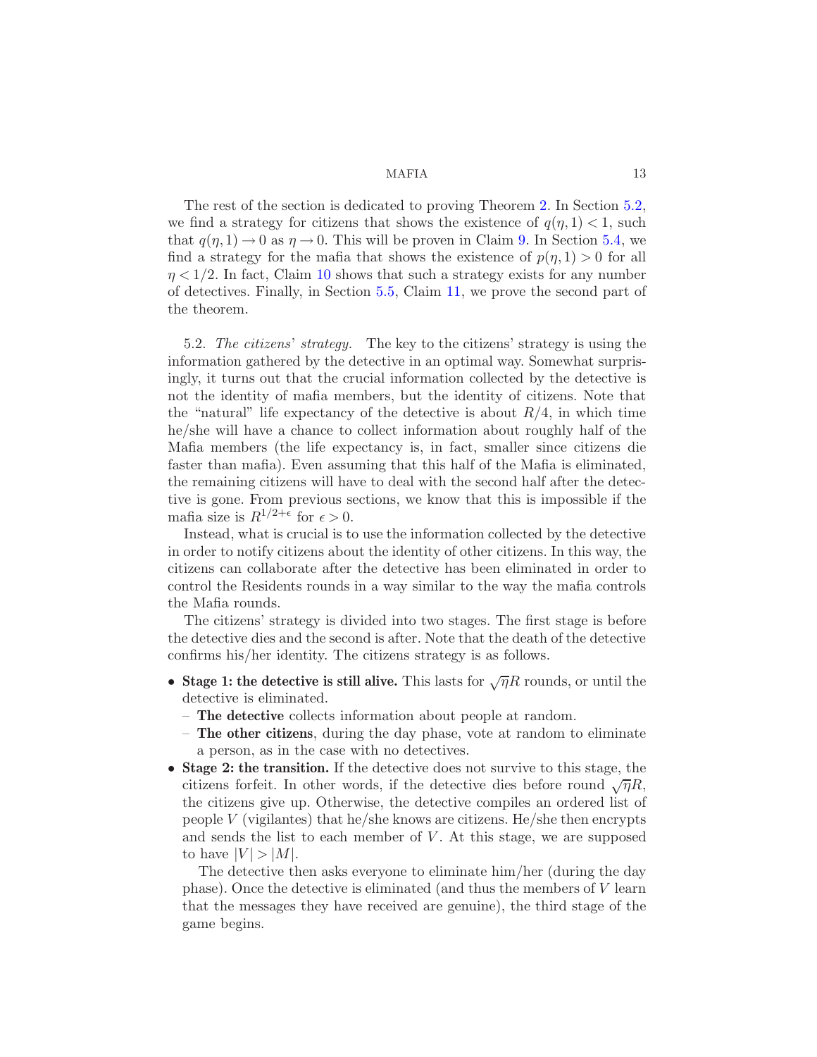The rest of the section is dedicated to proving Theorem 2. In Section 5.2, we find a strategy for citizens that shows the existence of $q(\eta, 1) < 1$, such that $q(\eta, 1) \to 0$ as $\eta \to 0$. This will be proven in Claim 9. In Section 5.4, we find a strategy for the mafia that shows the existence of $p(\eta, 1) > 0$ for all $\eta < 1/2$. In fact, Claim 10 shows that such a strategy exists for any number of detectives. Finally, in Section 5.5, Claim 11, we prove the second part of the theorem.

5.2. *The citizens' strategy.* The key to the citizens' strategy is using the information gathered by the detective in an optimal way. Somewhat surprisingly, it turns out that the crucial information collected by the detective is not the identity of mafia members, but the identity of citizens. Note that the "natural" life expectancy of the detective is about $R/4$, in which time he/she will have a chance to collect information about roughly half of the Mafia members (the life expectancy is, in fact, smaller since citizens die faster than mafia). Even assuming that this half of the Mafia is eliminated, the remaining citizens will have to deal with the second half after the detective is gone. From previous sections, we know that this is impossible if the mafia size is $R^{1/2+\epsilon}$ for $\epsilon > 0$.

Instead, what is crucial is to use the information collected by the detective in order to notify citizens about the identity of other citizens. In this way, the citizens can collaborate after the detective has been eliminated in order to control the Residents rounds in a way similar to the way the mafia controls the Mafia rounds.

The citizens' strategy is divided into two stages. The first stage is before the detective dies and the second is after. Note that the death of the detective confirms his/her identity. The citizens strategy is as follows.

- **Stage 1: the detective is still alive.** This lasts for $\sqrt{\eta}R$ rounds, or until the detective is eliminated.
  - **The detective** collects information about people at random.
  - **The other citizens**, during the day phase, vote at random to eliminate a person, as in the case with no detectives.
- **Stage 2: the transition.** If the detective does not survive to this stage, the citizens forfeit. In other words, if the detective dies before round $\sqrt{\eta}R$, the citizens give up. Otherwise, the detective compiles an ordered list of people $V$ (vigilantes) that he/she knows are citizens. He/She then encrypts and sends the list to each member of $V$. At this stage, we are supposed to have $|V| > |M|$.

  The detective then asks everyone to eliminate him/her (during the day phase). Once the detective is eliminated (and thus the members of $V$ learn that the messages they have received are genuine), the third stage of the game begins.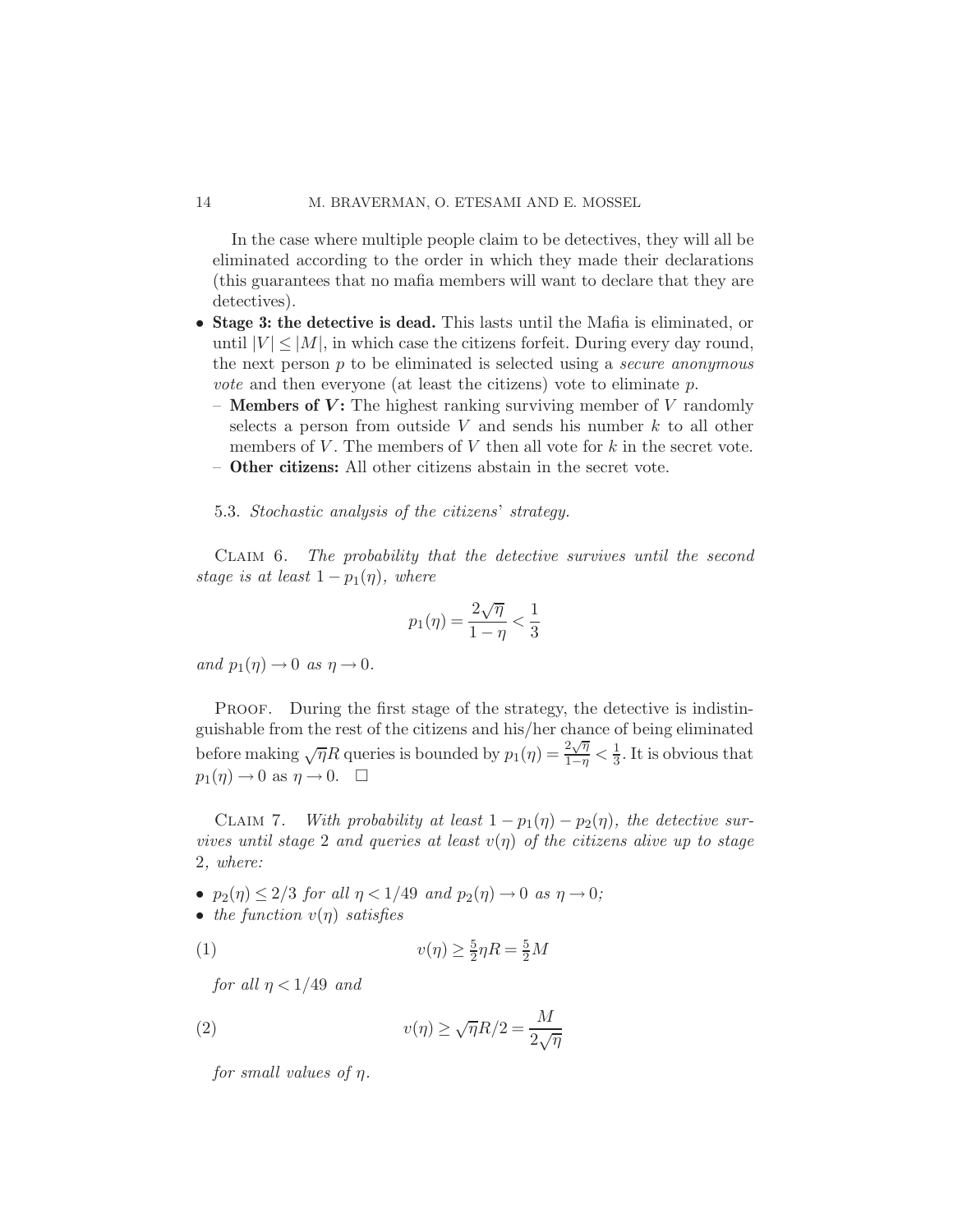In the case where multiple people claim to be detectives, they will all be eliminated according to the order in which they made their declarations (this guarantees that no mafia members will want to declare that they are detectives).

- **Stage 3: the detective is dead.** This lasts until the Mafia is eliminated, or until $|V| \leq |M|$, in which case the citizens forfeit. During every day round, the next person $p$ to be eliminated is selected using a *secure anonymous vote* and then everyone (at least the citizens) vote to eliminate $p$.
  - **Members of $V$:** The highest ranking surviving member of $V$ randomly selects a person from outside $V$ and sends his number $k$ to all other members of $V$. The members of $V$ then all vote for $k$ in the secret vote.
  - **Other citizens:** All other citizens abstain in the secret vote.

### 5.3. *Stochastic analysis of the citizens' strategy.*

CLAIM 6. *The probability that the detective survives until the second stage is at least $1 - p_1(\eta)$, where*

$$p_1(\eta) = \frac{2\sqrt{\eta}}{1-\eta} < \frac{1}{3}$$

*and $p_1(\eta) \to 0$ as $\eta \to 0$.*

PROOF. During the first stage of the strategy, the detective is indistinguishable from the rest of the citizens and his/her chance of being eliminated before making $\sqrt{\eta}R$ queries is bounded by $p_1(\eta) = \frac{2\sqrt{\eta}}{1-\eta} < \frac{1}{3}$. It is obvious that $p_1(\eta) \to 0$ as $\eta \to 0$. $\square$

CLAIM 7. *With probability at least $1 - p_1(\eta) - p_2(\eta)$, the detective survives until stage 2 and queries at least $v(\eta)$ of the citizens alive up to stage 2, where:*

- *$p_2(\eta) \leq 2/3$ for all $\eta < 1/49$ and $p_2(\eta) \to 0$ as $\eta \to 0$;*
- *the function $v(\eta)$ satisfies*

$$v(\eta) \geq \tfrac{5}{2}\eta R = \tfrac{5}{2}M \tag{1}$$

  *for all $\eta < 1/49$ and*

$$v(\eta) \geq \sqrt{\eta}R/2 = \frac{M}{2\sqrt{\eta}} \tag{2}$$

  *for small values of $\eta$.*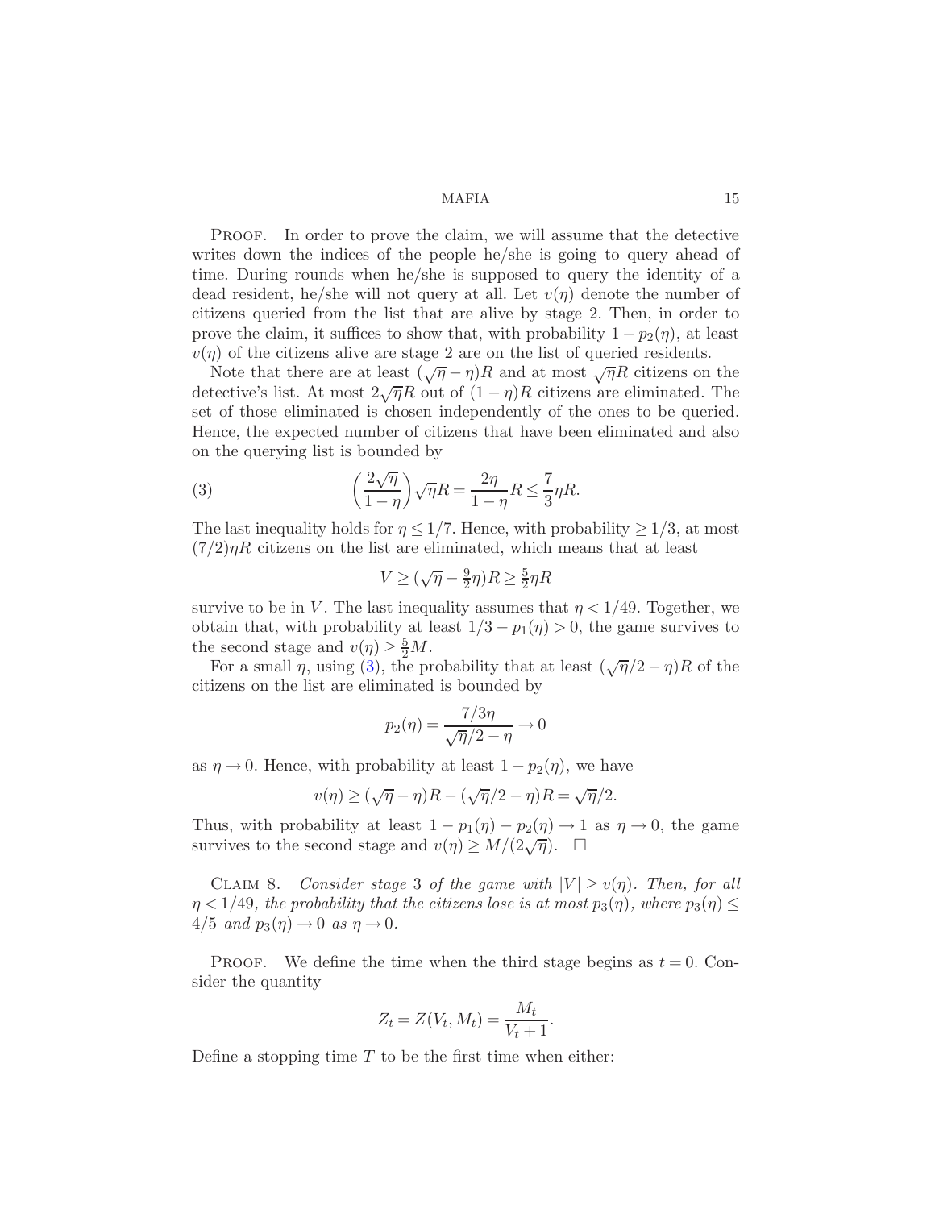PROOF. In order to prove the claim, we will assume that the detective writes down the indices of the people he/she is going to query ahead of time. During rounds when he/she is supposed to query the identity of a dead resident, he/she will not query at all. Let $v(\eta)$ denote the number of citizens queried from the list that are alive by stage 2. Then, in order to prove the claim, it suffices to show that, with probability $1 - p_2(\eta)$, at least $v(\eta)$ of the citizens alive are stage 2 are on the list of queried residents.

Note that there are at least $(\sqrt{\eta} - \eta)R$ and at most $\sqrt{\eta}R$ citizens on the detective's list. At most $2\sqrt{\eta}R$ out of $(1 - \eta)R$ citizens are eliminated. The set of those eliminated is chosen independently of the ones to be queried. Hence, the expected number of citizens that have been eliminated and also on the querying list is bounded by

$$\left(\frac{2\sqrt{\eta}}{1-\eta}\right)\sqrt{\eta}R = \frac{2\eta}{1-\eta}R \leq \frac{7}{3}\eta R. \tag{3}$$

The last inequality holds for $\eta \leq 1/7$. Hence, with probability $\geq 1/3$, at most $(7/2)\eta R$ citizens on the list are eliminated, which means that at least

$$V \geq (\sqrt{\eta} - \tfrac{9}{2}\eta)R \geq \tfrac{5}{2}\eta R$$

survive to be in $V$. The last inequality assumes that $\eta < 1/49$. Together, we obtain that, with probability at least $1/3 - p_1(\eta) > 0$, the game survives to the second stage and $v(\eta) \geq \frac{5}{2}M$.

For a small $\eta$, using (3), the probability that at least $(\sqrt{\eta}/2 - \eta)R$ of the citizens on the list are eliminated is bounded by

$$p_2(\eta) = \frac{7/3\eta}{\sqrt{\eta}/2 - \eta} \to 0$$

as $\eta \to 0$. Hence, with probability at least $1 - p_2(\eta)$, we have

$$v(\eta) \geq (\sqrt{\eta} - \eta)R - (\sqrt{\eta}/2 - \eta)R = \sqrt{\eta}/2.$$

Thus, with probability at least $1 - p_1(\eta) - p_2(\eta) \to 1$ as $\eta \to 0$, the game survives to the second stage and $v(\eta) \geq M/(2\sqrt{\eta})$. $\square$

CLAIM 8. *Consider stage* 3 *of the game with* $|V| \geq v(\eta)$. *Then, for all* $\eta < 1/49$, *the probability that the citizens lose is at most* $p_3(\eta)$, *where* $p_3(\eta) \leq 4/5$ *and* $p_3(\eta) \to 0$ *as* $\eta \to 0$.

PROOF. We define the time when the third stage begins as $t = 0$. Consider the quantity

$$Z_t = Z(V_t, M_t) = \frac{M_t}{V_t + 1}.$$

Define a stopping time $T$ to be the first time when either: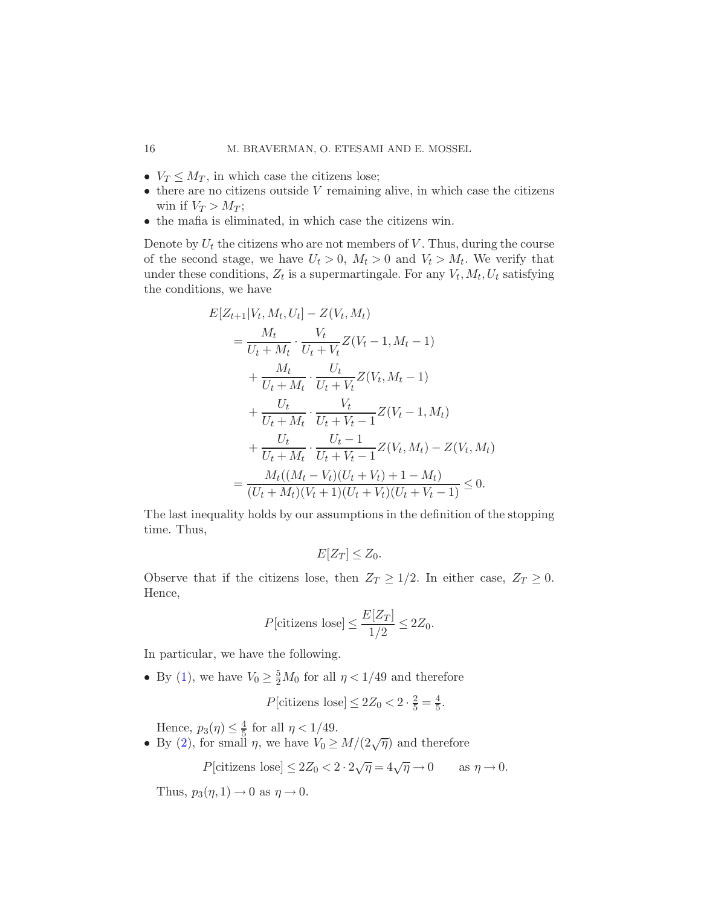- $V_T \leq M_T$, in which case the citizens lose;
- there are no citizens outside $V$ remaining alive, in which case the citizens win if $V_T > M_T$;
- the mafia is eliminated, in which case the citizens win.

Denote by $U_t$ the citizens who are not members of $V$. Thus, during the course of the second stage, we have $U_t > 0$, $M_t > 0$ and $V_t > M_t$. We verify that under these conditions, $Z_t$ is a supermartingale. For any $V_t, M_t, U_t$ satisfying the conditions, we have

$$
\begin{aligned}
&E[Z_{t+1}|V_t, M_t, U_t] - Z(V_t, M_t) \\
&\quad = \frac{M_t}{U_t + M_t} \cdot \frac{V_t}{U_t + V_t} Z(V_t - 1, M_t - 1) \\
&\qquad + \frac{M_t}{U_t + M_t} \cdot \frac{U_t}{U_t + V_t} Z(V_t, M_t - 1) \\
&\qquad + \frac{U_t}{U_t + M_t} \cdot \frac{V_t}{U_t + V_t - 1} Z(V_t - 1, M_t) \\
&\qquad + \frac{U_t}{U_t + M_t} \cdot \frac{U_t - 1}{U_t + V_t - 1} Z(V_t, M_t) - Z(V_t, M_t) \\
&\quad = \frac{M_t((M_t - V_t)(U_t + V_t) + 1 - M_t)}{(U_t + M_t)(V_t + 1)(U_t + V_t)(U_t + V_t - 1)} \leq 0.
\end{aligned}
$$

The last inequality holds by our assumptions in the definition of the stopping time. Thus,

$$E[Z_T] \leq Z_0.$$

Observe that if the citizens lose, then $Z_T \geq 1/2$. In either case, $Z_T \geq 0$. Hence,

$$P[\text{citizens lose}] \leq \frac{E[Z_T]}{1/2} \leq 2Z_0.$$

In particular, we have the following.

- By (1), we have $V_0 \geq \frac{5}{2} M_0$ for all $\eta < 1/49$ and therefore

  $$P[\text{citizens lose}] \leq 2Z_0 < 2 \cdot \tfrac{2}{5} = \tfrac{4}{5}.$$

  Hence, $p_3(\eta) \leq \frac{4}{5}$ for all $\eta < 1/49$.
- By (2), for small $\eta$, we have $V_0 \geq M/(2\sqrt{\eta})$ and therefore

  $$P[\text{citizens lose}] \leq 2Z_0 < 2 \cdot 2\sqrt{\eta} = 4\sqrt{\eta} \to 0 \qquad \text{as } \eta \to 0.$$

  Thus, $p_3(\eta, 1) \to 0$ as $\eta \to 0$.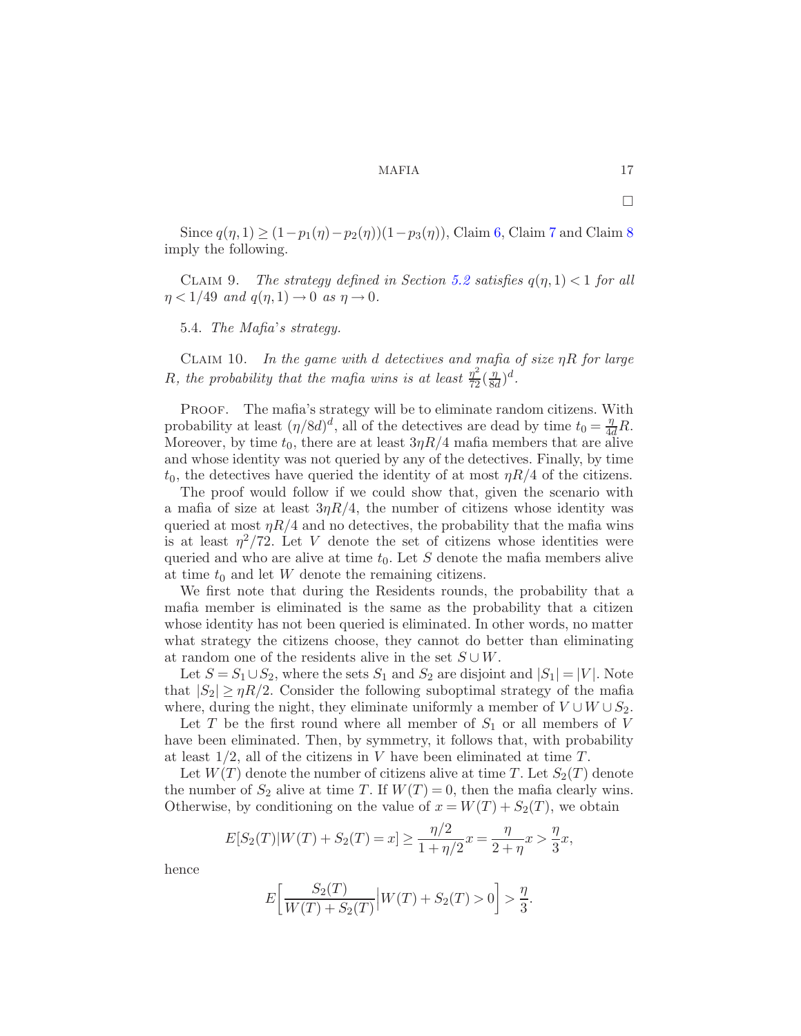□

Since $q(\eta,1) \geq (1-p_1(\eta)-p_2(\eta))(1-p_3(\eta))$, Claim 6, Claim 7 and Claim 8 imply the following.

Claim 9. *The strategy defined in Section 5.2 satisfies $q(\eta,1) < 1$ for all $\eta < 1/49$ and $q(\eta,1) \to 0$ as $\eta \to 0$.*

### 5.4. *The Mafia's strategy.*

Claim 10. *In the game with $d$ detectives and mafia of size $\eta R$ for large $R$, the probability that the mafia wins is at least $\frac{\eta^2}{72}(\frac{\eta}{8d})^d$.*

Proof. The mafia's strategy will be to eliminate random citizens. With probability at least $(\eta/8d)^d$, all of the detectives are dead by time $t_0 = \frac{\eta}{4d}R$. Moreover, by time $t_0$, there are at least $3\eta R/4$ mafia members that are alive and whose identity was not queried by any of the detectives. Finally, by time $t_0$, the detectives have queried the identity of at most $\eta R/4$ of the citizens.

The proof would follow if we could show that, given the scenario with a mafia of size at least $3\eta R/4$, the number of citizens whose identity was queried at most $\eta R/4$ and no detectives, the probability that the mafia wins is at least $\eta^2/72$. Let $V$ denote the set of citizens whose identities were queried and who are alive at time $t_0$. Let $S$ denote the mafia members alive at time $t_0$ and let $W$ denote the remaining citizens.

We first note that during the Residents rounds, the probability that a mafia member is eliminated is the same as the probability that a citizen whose identity has not been queried is eliminated. In other words, no matter what strategy the citizens choose, they cannot do better than eliminating at random one of the residents alive in the set $S \cup W$.

Let $S = S_1 \cup S_2$, where the sets $S_1$ and $S_2$ are disjoint and $|S_1| = |V|$. Note that $|S_2| \geq \eta R/2$. Consider the following suboptimal strategy of the mafia where, during the night, they eliminate uniformly a member of $V \cup W \cup S_2$.

Let $T$ be the first round where all member of $S_1$ or all members of $V$ have been eliminated. Then, by symmetry, it follows that, with probability at least $1/2$, all of the citizens in $V$ have been eliminated at time $T$.

Let $W(T)$ denote the number of citizens alive at time $T$. Let $S_2(T)$ denote the number of $S_2$ alive at time $T$. If $W(T) = 0$, then the mafia clearly wins. Otherwise, by conditioning on the value of $x = W(T) + S_2(T)$, we obtain

$$E[S_2(T)|W(T) + S_2(T) = x] \geq \frac{\eta/2}{1+\eta/2}x = \frac{\eta}{2+\eta}x > \frac{\eta}{3}x,$$

hence

$$E\Big[\frac{S_2(T)}{W(T)+S_2(T)}\Big|W(T) + S_2(T) > 0\Big] > \frac{\eta}{3}.$$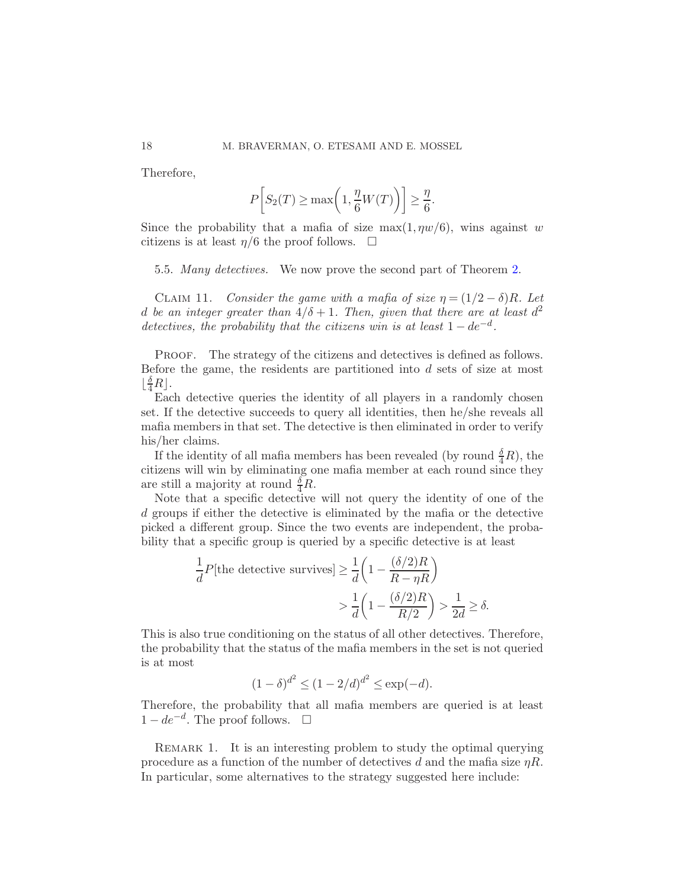Therefore,

$$P\left[S_2(T) \geq \max\left(1, \frac{\eta}{6} W(T)\right)\right] \geq \frac{\eta}{6}.$$

Since the probability that a mafia of size $\max(1, \eta w/6)$, wins against $w$ citizens is at least $\eta/6$ the proof follows. $\square$

### 5.5. *Many detectives.*

We now prove the second part of Theorem 2.

CLAIM 11. *Consider the game with a mafia of size $\eta = (1/2 - \delta)R$. Let $d$ be an integer greater than $4/\delta + 1$. Then, given that there are at least $d^2$ detectives, the probability that the citizens win is at least $1 - de^{-d}$.*

PROOF. The strategy of the citizens and detectives is defined as follows. Before the game, the residents are partitioned into $d$ sets of size at most $\lfloor \frac{\delta}{4} R \rfloor$.

Each detective queries the identity of all players in a randomly chosen set. If the detective succeeds to query all identities, then he/she reveals all mafia members in that set. The detective is then eliminated in order to verify his/her claims.

If the identity of all mafia members has been revealed (by round $\frac{\delta}{4}R$), the citizens will win by eliminating one mafia member at each round since they are still a majority at round $\frac{\delta}{4}R$.

Note that a specific detective will not query the identity of one of the $d$ groups if either the detective is eliminated by the mafia or the detective picked a different group. Since the two events are independent, the probability that a specific group is queried by a specific detective is at least

$$\begin{aligned}
\frac{1}{d} P[\text{the detective survives}] &\geq \frac{1}{d}\left(1 - \frac{(\delta/2)R}{R - \eta R}\right) \\
&> \frac{1}{d}\left(1 - \frac{(\delta/2)R}{R/2}\right) > \frac{1}{2d} \geq \delta.
\end{aligned}$$

This is also true conditioning on the status of all other detectives. Therefore, the probability that the status of the mafia members in the set is not queried is at most

$$(1-\delta)^{d^2} \leq (1 - 2/d)^{d^2} \leq \exp(-d).$$

Therefore, the probability that all mafia members are queried is at least $1 - de^{-d}$. The proof follows. $\square$

REMARK 1. It is an interesting problem to study the optimal querying procedure as a function of the number of detectives $d$ and the mafia size $\eta R$. In particular, some alternatives to the strategy suggested here include: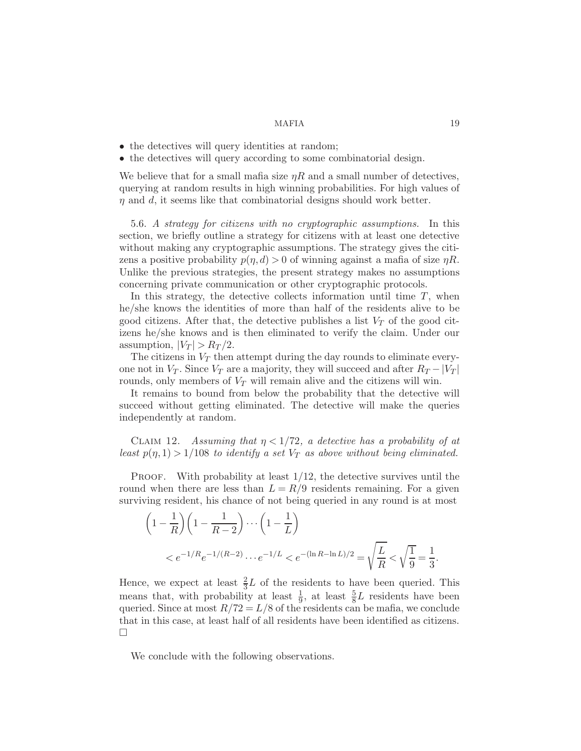- the detectives will query identities at random;
- the detectives will query according to some combinatorial design.

We believe that for a small mafia size $\eta R$ and a small number of detectives, querying at random results in high winning probabilities. For high values of $\eta$ and $d$, it seems like that combinatorial designs should work better.

5.6. *A strategy for citizens with no cryptographic assumptions.* In this section, we briefly outline a strategy for citizens with at least one detective without making any cryptographic assumptions. The strategy gives the citizens a positive probability $p(\eta, d) > 0$ of winning against a mafia of size $\eta R$. Unlike the previous strategies, the present strategy makes no assumptions concerning private communication or other cryptographic protocols.

In this strategy, the detective collects information until time $T$, when he/she knows the identities of more than half of the residents alive to be good citizens. After that, the detective publishes a list $V_T$ of the good citizens he/she knows and is then eliminated to verify the claim. Under our assumption, $|V_T| > R_T/2$.

The citizens in $V_T$ then attempt during the day rounds to eliminate everyone not in $V_T$. Since $V_T$ are a majority, they will succeed and after $R_T - |V_T|$ rounds, only members of $V_T$ will remain alive and the citizens will win.

It remains to bound from below the probability that the detective will succeed without getting eliminated. The detective will make the queries independently at random.

Claim 12. *Assuming that $\eta < 1/72$, a detective has a probability of at least $p(\eta, 1) > 1/108$ to identify a set $V_T$ as above without being eliminated.*

Proof. With probability at least $1/12$, the detective survives until the round when there are less than $L = R/9$ residents remaining. For a given surviving resident, his chance of not being queried in any round is at most

$$\left(1 - \frac{1}{R}\right)\left(1 - \frac{1}{R-2}\right) \cdots \left(1 - \frac{1}{L}\right)$$
$$< e^{-1/R} e^{-1/(R-2)} \cdots e^{-1/L} < e^{-(\ln R - \ln L)/2} = \sqrt{\frac{L}{R}} < \sqrt{\frac{1}{9}} = \frac{1}{3}.$$

Hence, we expect at least $\frac{2}{3}L$ of the residents to have been queried. This means that, with probability at least $\frac{1}{9}$, at least $\frac{5}{8}L$ residents have been queried. Since at most $R/72 = L/8$ of the residents can be mafia, we conclude that in this case, at least half of all residents have been identified as citizens. □

We conclude with the following observations.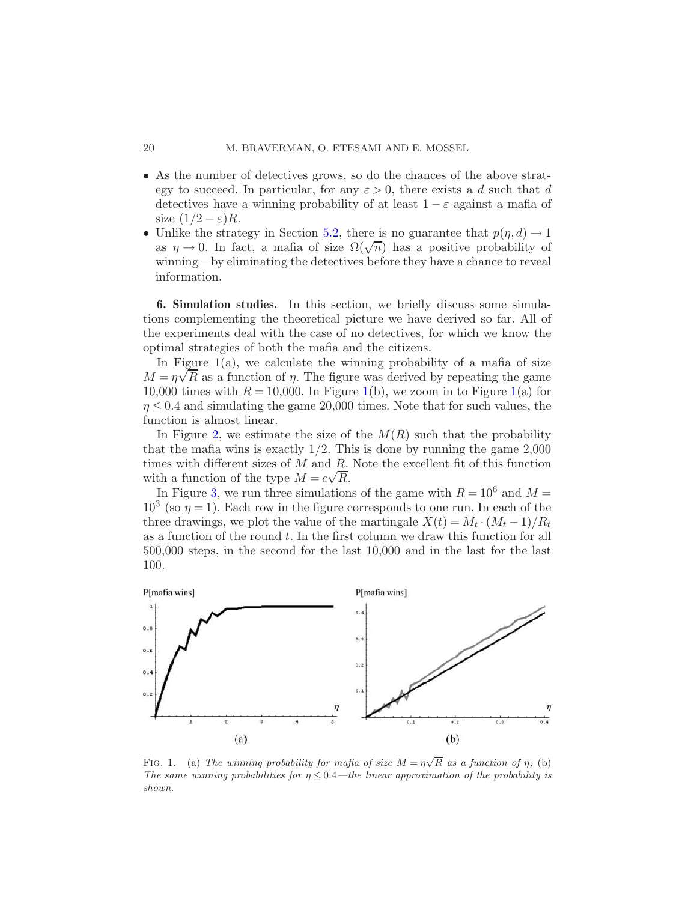- As the number of detectives grows, so do the chances of the above strategy to succeed. In particular, for any $\varepsilon > 0$, there exists a $d$ such that $d$ detectives have a winning probability of at least $1 - \varepsilon$ against a mafia of size $(1/2 - \varepsilon)R$.
- Unlike the strategy in Section 5.2, there is no guarantee that $p(\eta, d) \to 1$ as $\eta \to 0$. In fact, a mafia of size $\Omega(\sqrt{n})$ has a positive probability of winning—by eliminating the detectives before they have a chance to reveal information.

**6. Simulation studies.** In this section, we briefly discuss some simulations complementing the theoretical picture we have derived so far. All of the experiments deal with the case of no detectives, for which we know the optimal strategies of both the mafia and the citizens.

In Figure 1(a), we calculate the winning probability of a mafia of size $M = \eta\sqrt{R}$ as a function of $\eta$. The figure was derived by repeating the game 10,000 times with $R = 10{,}000$. In Figure 1(b), we zoom in to Figure 1(a) for $\eta \leq 0.4$ and simulating the game 20,000 times. Note that for such values, the function is almost linear.

In Figure 2, we estimate the size of the $M(R)$ such that the probability that the mafia wins is exactly $1/2$. This is done by running the game 2,000 times with different sizes of $M$ and $R$. Note the excellent fit of this function with a function of the type $M = c\sqrt{R}$.

In Figure 3, we run three simulations of the game with $R = 10^6$ and $M = 10^3$ (so $\eta = 1$). Each row in the figure corresponds to one run. In each of the three drawings, we plot the value of the martingale $X(t) = M_t \cdot (M_t - 1)/R_t$ as a function of the round $t$. In the first column we draw this function for all 500,000 steps, in the second for the last 10,000 and in the last for the last 100.

FIG. 1. (a) *The winning probability for mafia of size* $M = \eta\sqrt{R}$ *as a function of* $\eta$; (b) *The same winning probabilities for* $\eta \leq 0.4$*—the linear approximation of the probability is shown.*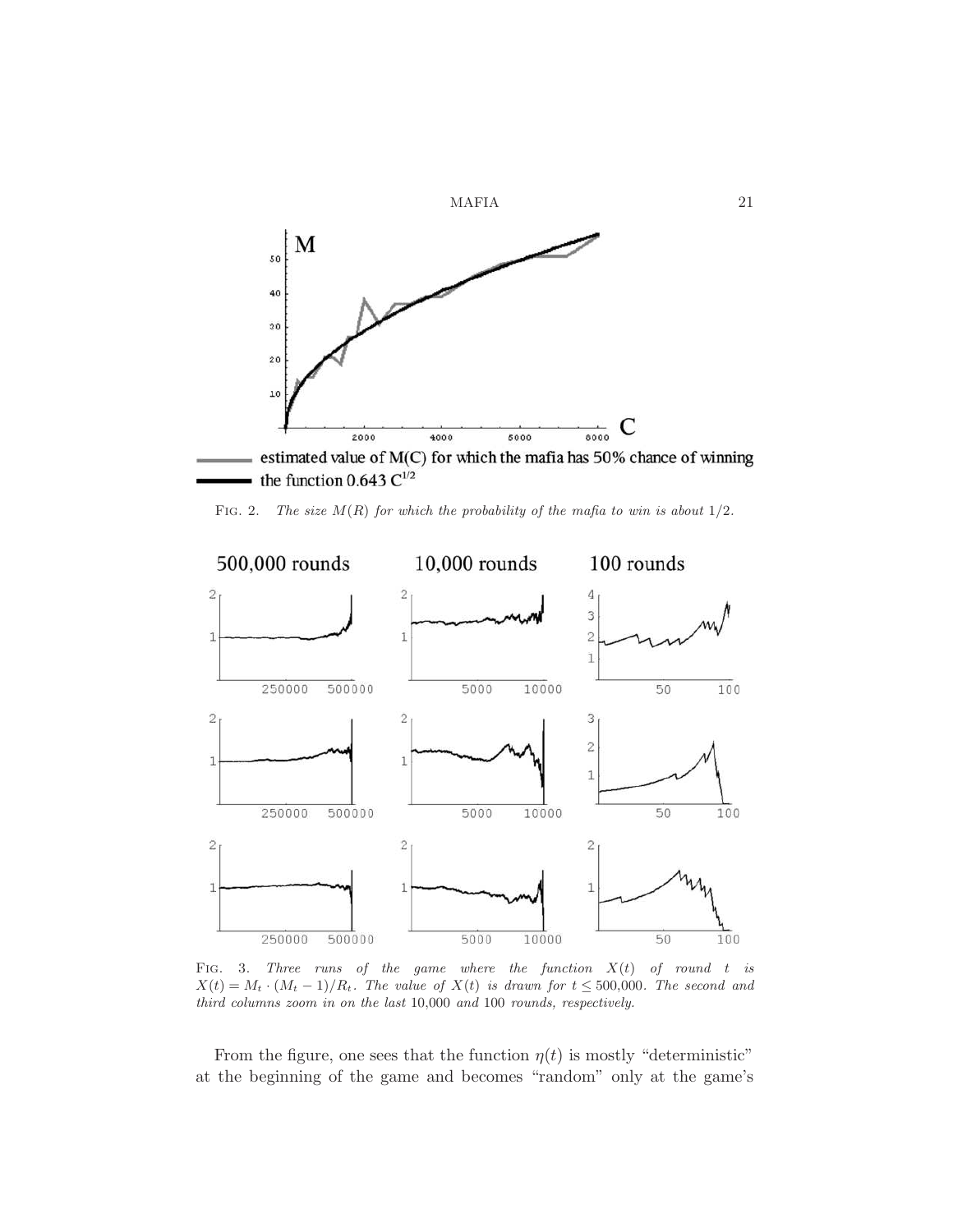FIG. 2. *The size $M(R)$ for which the probability of the mafia to win is about $1/2$.*

FIG. 3. *Three runs of the game where the function $X(t)$ of round $t$ is $X(t) = M_t \cdot (M_t - 1)/R_t$. The value of $X(t)$ is drawn for $t \leq 500{,}000$. The second and third columns zoom in on the last 10,000 and 100 rounds, respectively.*

From the figure, one sees that the function $\eta(t)$ is mostly "deterministic" at the beginning of the game and becomes "random" only at the game's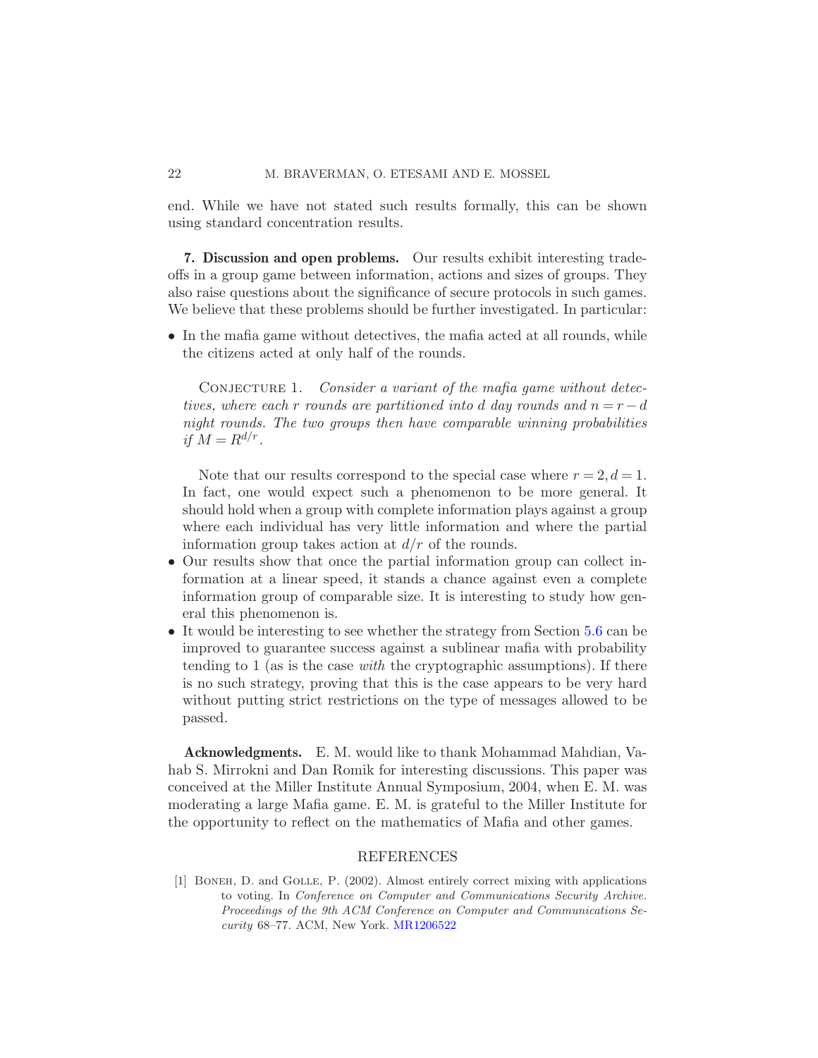end. While we have not stated such results formally, this can be shown using standard concentration results.

## 7. Discussion and open problems.

Our results exhibit interesting tradeoffs in a group game between information, actions and sizes of groups. They also raise questions about the significance of secure protocols in such games. We believe that these problems should be further investigated. In particular:

- In the mafia game without detectives, the mafia acted at all rounds, while the citizens acted at only half of the rounds.

  CONJECTURE 1. *Consider a variant of the mafia game without detectives, where each $r$ rounds are partitioned into $d$ day rounds and $n = r - d$ night rounds. The two groups then have comparable winning probabilities if $M = R^{d/r}$.*

  Note that our results correspond to the special case where $r = 2, d = 1$. In fact, one would expect such a phenomenon to be more general. It should hold when a group with complete information plays against a group where each individual has very little information and where the partial information group takes action at $d/r$ of the rounds.
- Our results show that once the partial information group can collect information at a linear speed, it stands a chance against even a complete information group of comparable size. It is interesting to study how general this phenomenon is.
- It would be interesting to see whether the strategy from Section 5.6 can be improved to guarantee success against a sublinear mafia with probability tending to 1 (as is the case *with* the cryptographic assumptions). If there is no such strategy, proving that this is the case appears to be very hard without putting strict restrictions on the type of messages allowed to be passed.

**Acknowledgments.** E. M. would like to thank Mohammad Mahdian, Vahab S. Mirrokni and Dan Romik for interesting discussions. This paper was conceived at the Miller Institute Annual Symposium, 2004, when E. M. was moderating a large Mafia game. E. M. is grateful to the Miller Institute for the opportunity to reflect on the mathematics of Mafia and other games.

## REFERENCES

[1] BONEH, D. and GOLLE, P. (2002). Almost entirely correct mixing with applications to voting. In *Conference on Computer and Communications Security Archive. Proceedings of the 9th ACM Conference on Computer and Communications Security* 68–77. ACM, New York. MR1206522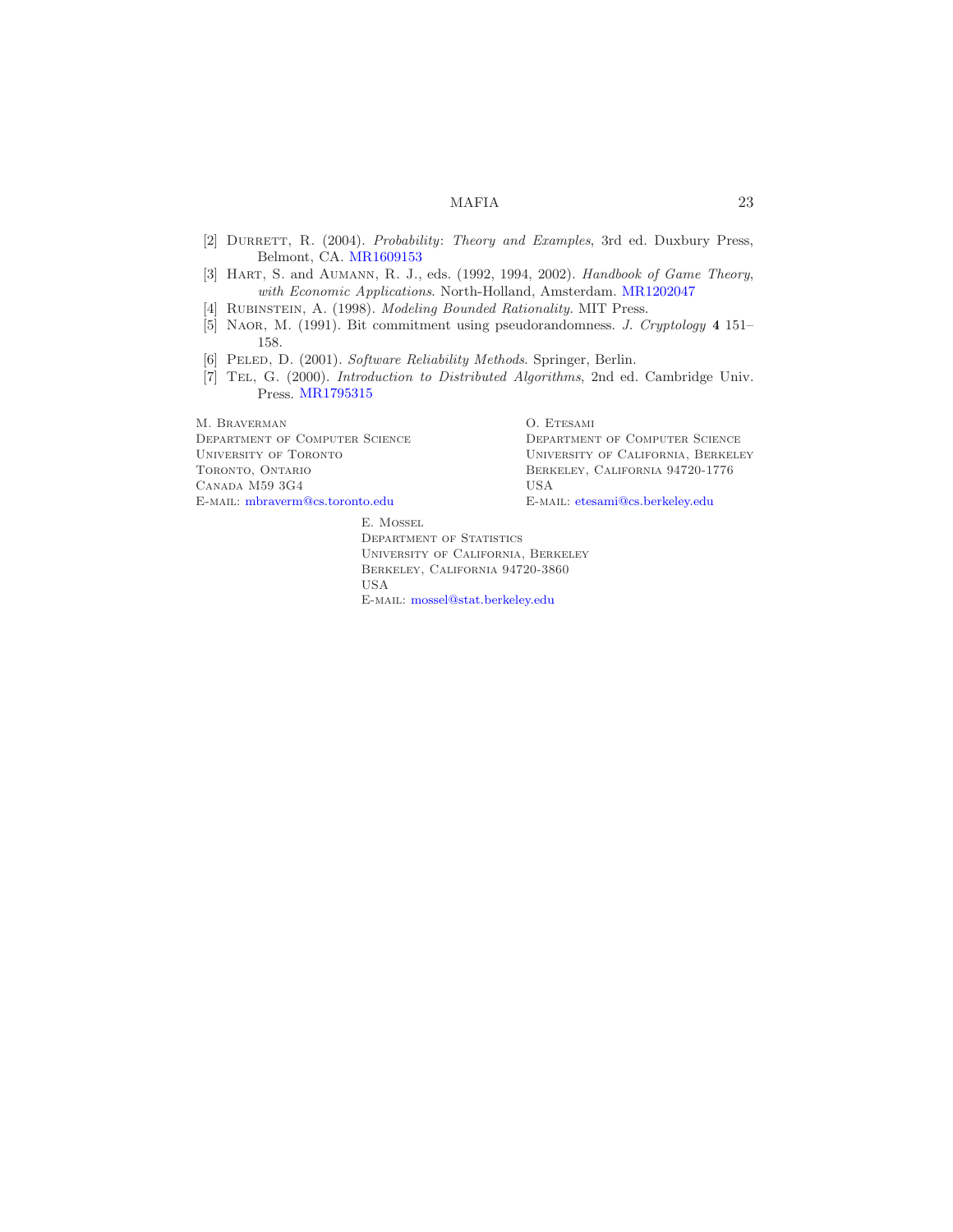[2] Durrett, R. (2004). *Probability*: *Theory and Examples*, 3rd ed. Duxbury Press, Belmont, CA. MR1609153

[3] Hart, S. and Aumann, R. J., eds. (1992, 1994, 2002). *Handbook of Game Theory, with Economic Applications*. North-Holland, Amsterdam. MR1202047

[4] Rubinstein, A. (1998). *Modeling Bounded Rationality*. MIT Press.

[5] Naor, M. (1991). Bit commitment using pseudorandomness. *J. Cryptology* **4** 151–158.

[6] Peled, D. (2001). *Software Reliability Methods*. Springer, Berlin.

[7] Tel, G. (2000). *Introduction to Distributed Algorithms*, 2nd ed. Cambridge Univ. Press. MR1795315

M. Braverman
Department of Computer Science
University of Toronto
Toronto, Ontario
Canada M59 3G4
E-mail: mbraverm@cs.toronto.edu

O. Etesami
Department of Computer Science
University of California, Berkeley
Berkeley, California 94720-1776
USA
E-mail: etesami@cs.berkeley.edu

E. Mossel
Department of Statistics
University of California, Berkeley
Berkeley, California 94720-3860
USA
E-mail: mossel@stat.berkeley.edu